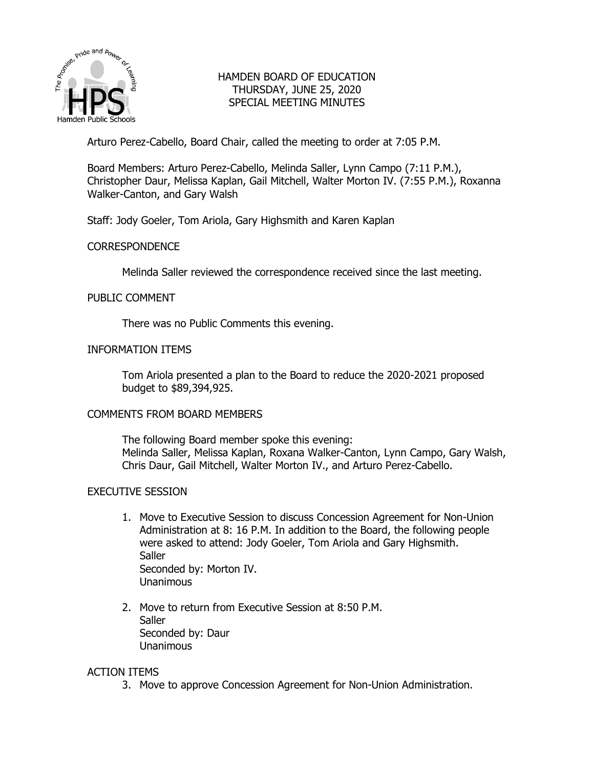# HAMDEN BOARD OF EDUCATION
## THURSDAY, JUNE 25, 2020
## SPECIAL MEETING MINUTES

Arturo Perez-Cabello, Board Chair, called the meeting to order at 7:05 P.M.

Board Members: Arturo Perez-Cabello, Melinda Saller, Lynn Campo (7:11 P.M.), Christopher Daur, Melissa Kaplan, Gail Mitchell, Walter Morton IV. (7:55 P.M.), Roxanna Walker-Canton, and Gary Walsh

Staff: Jody Goeler, Tom Ariola, Gary Highsmith and Karen Kaplan

### CORRESPONDENCE

Melinda Saller reviewed the correspondence received since the last meeting.

### PUBLIC COMMENT

There was no Public Comments this evening.

### INFORMATION ITEMS

Tom Ariola presented a plan to the Board to reduce the 2020-2021 proposed budget to $89,394,925.

### COMMENTS FROM BOARD MEMBERS

The following Board member spoke this evening:
Melinda Saller, Melissa Kaplan, Roxana Walker-Canton, Lynn Campo, Gary Walsh, Chris Daur, Gail Mitchell, Walter Morton IV., and Arturo Perez-Cabello.

### EXECUTIVE SESSION

1. Move to Executive Session to discuss Concession Agreement for Non-Union Administration at 8: 16 P.M. In addition to the Board, the following people were asked to attend: Jody Goeler, Tom Ariola and Gary Highsmith.
   Saller
   Seconded by: Morton IV.
   Unanimous

2. Move to return from Executive Session at 8:50 P.M.
   Saller
   Seconded by: Daur
   Unanimous

### ACTION ITEMS

3. Move to approve Concession Agreement for Non-Union Administration.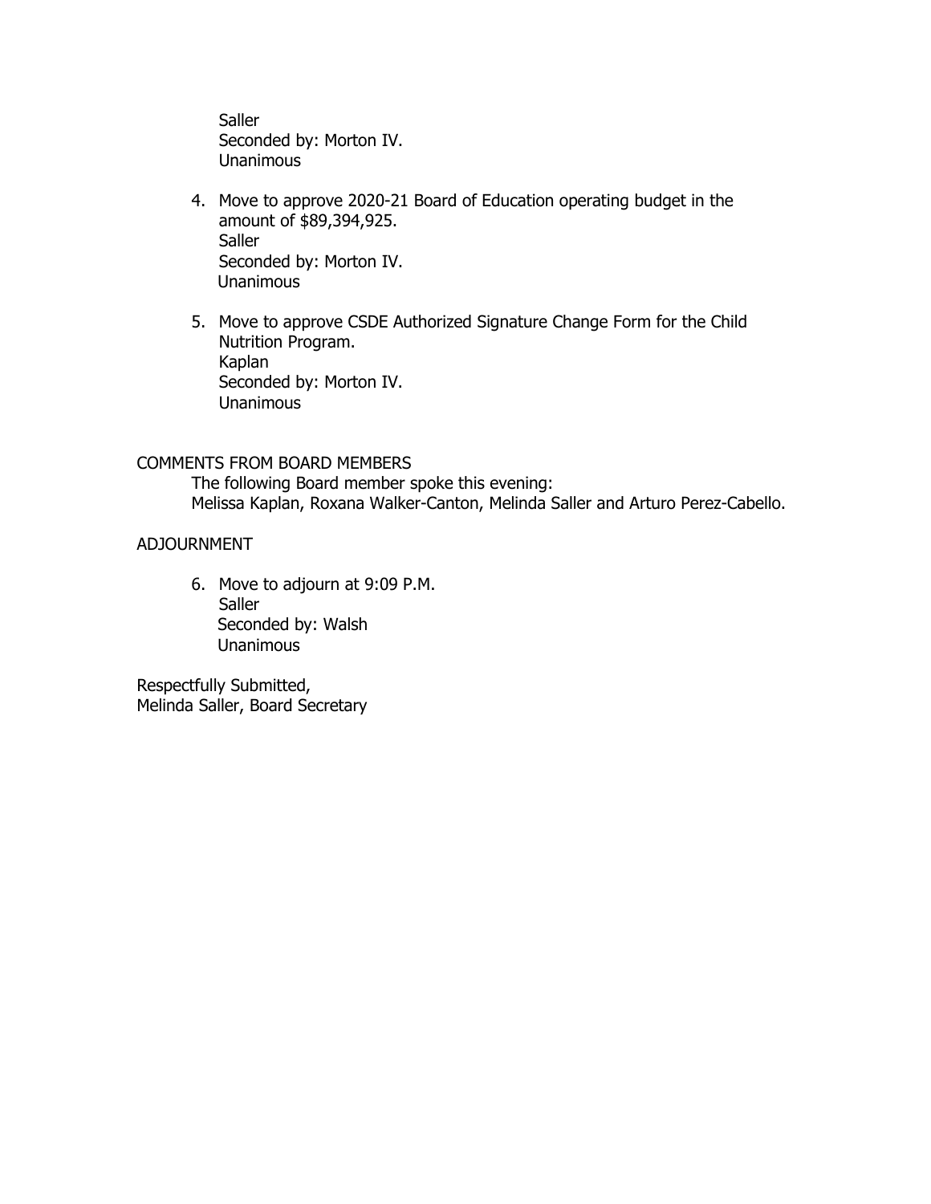Saller
Seconded by: Morton IV.
Unanimous

4. Move to approve 2020-21 Board of Education operating budget in the amount of $89,394,925.
   Saller
   Seconded by: Morton IV.
   Unanimous

5. Move to approve CSDE Authorized Signature Change Form for the Child Nutrition Program.
   Kaplan
   Seconded by: Morton IV.
   Unanimous

COMMENTS FROM BOARD MEMBERS

The following Board member spoke this evening:
Melissa Kaplan, Roxana Walker-Canton, Melinda Saller and Arturo Perez-Cabello.

ADJOURNMENT

6. Move to adjourn at 9:09 P.M.
   Saller
   Seconded by: Walsh
   Unanimous

Respectfully Submitted,
Melinda Saller, Board Secretary